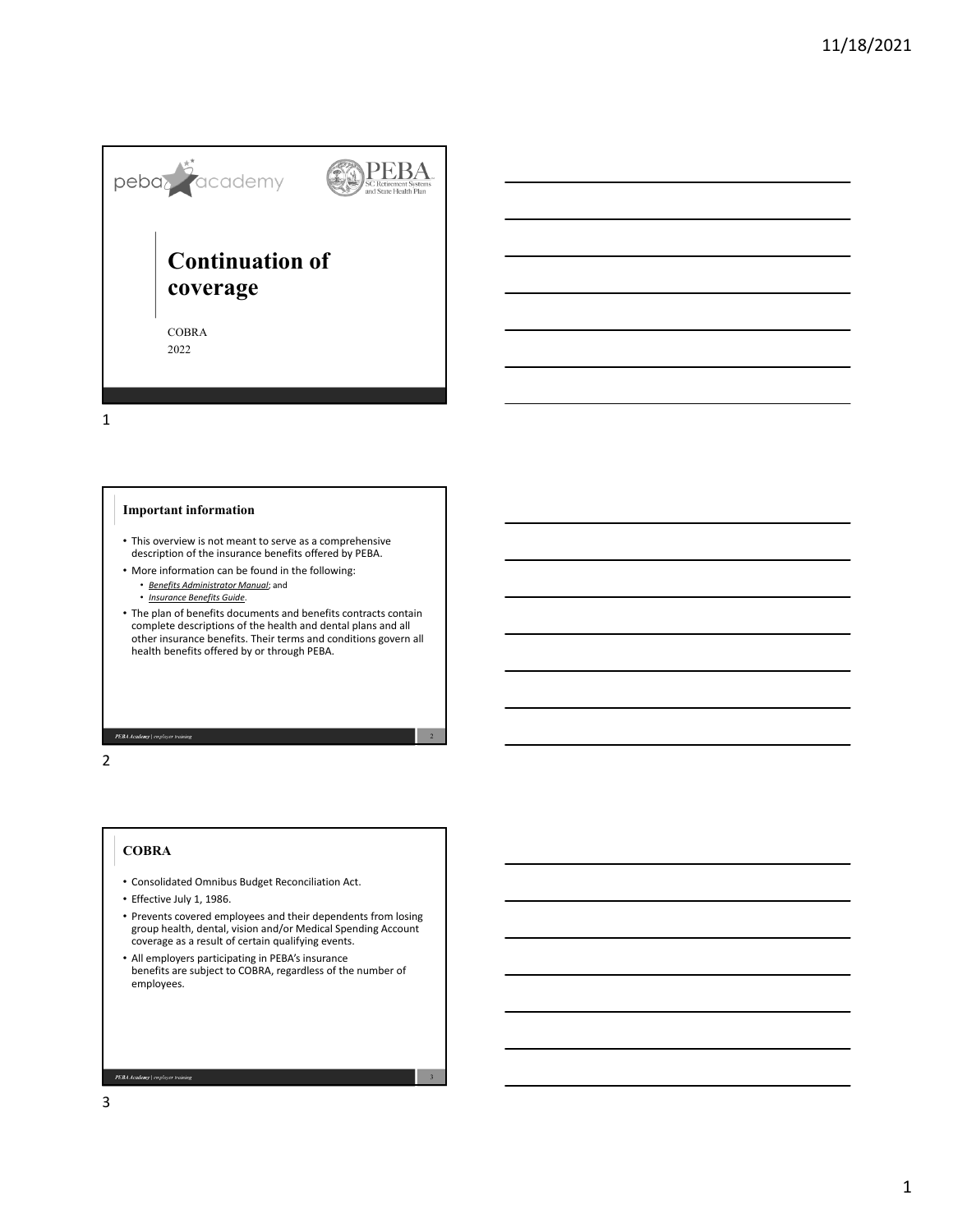# Continuation of coverage

COBRA

2022

## Important information

- This overview is not meant to serve as a comprehensive description of the insurance benefits offered by PEBA.
- More information can be found in the following:
  - *Benefits Administrator Manual*; and
  - *Insurance Benefits Guide*.
- The plan of benefits documents and benefits contracts contain complete descriptions of the health and dental plans and all other insurance benefits. Their terms and conditions govern all health benefits offered by or through PEBA.

## COBRA

- Consolidated Omnibus Budget Reconciliation Act.
- Effective July 1, 1986.
- Prevents covered employees and their dependents from losing group health, dental, vision and/or Medical Spending Account coverage as a result of certain qualifying events.
- All employers participating in PEBA's insurance benefits are subject to COBRA, regardless of the number of employees.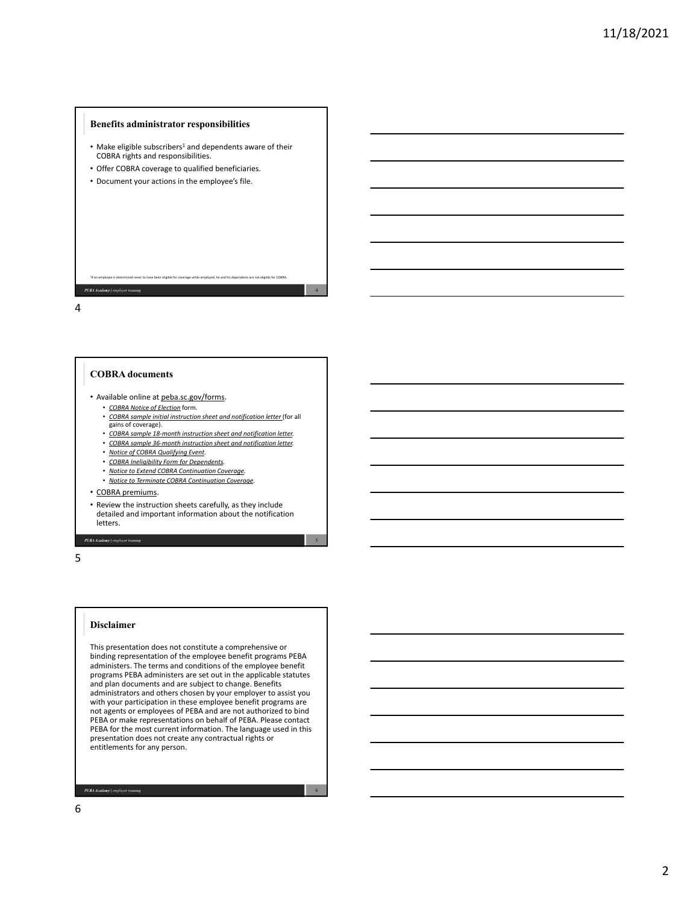## Benefits administrator responsibilities

- Make eligible subscribers[1] and dependents aware of their COBRA rights and responsibilities.
- Offer COBRA coverage to qualified beneficiaries.
- Document your actions in the employee's file.

[1]If an employee is determined never to have been eligible for coverage while employed, he and his dependents are not eligible for COBRA.

## COBRA documents

- Available online at peba.sc.gov/forms.
  - *COBRA Notice of Election* form.
  - *COBRA sample initial instruction sheet and notification letter* (for all gains of coverage).
  - *COBRA sample 18-month instruction sheet and notification letter*.
  - *COBRA sample 36-month instruction sheet and notification letter*.
  - *Notice of COBRA Qualifying Event*.
  - *COBRA Ineligibility Form for Dependents*.
  - *Notice to Extend COBRA Continuation Coverage*.
  - *Notice to Terminate COBRA Continuation Coverage*.
- COBRA premiums.
- Review the instruction sheets carefully, as they include detailed and important information about the notification letters.

## Disclaimer

This presentation does not constitute a comprehensive or binding representation of the employee benefit programs PEBA administers. The terms and conditions of the employee benefit programs PEBA administers are set out in the applicable statutes and plan documents and are subject to change. Benefits administrators and others chosen by your employer to assist you with your participation in these employee benefit programs are not agents or employees of PEBA and are not authorized to bind PEBA or make representations on behalf of PEBA. Please contact PEBA for the most current information. The language used in this presentation does not create any contractual rights or entitlements for any person.